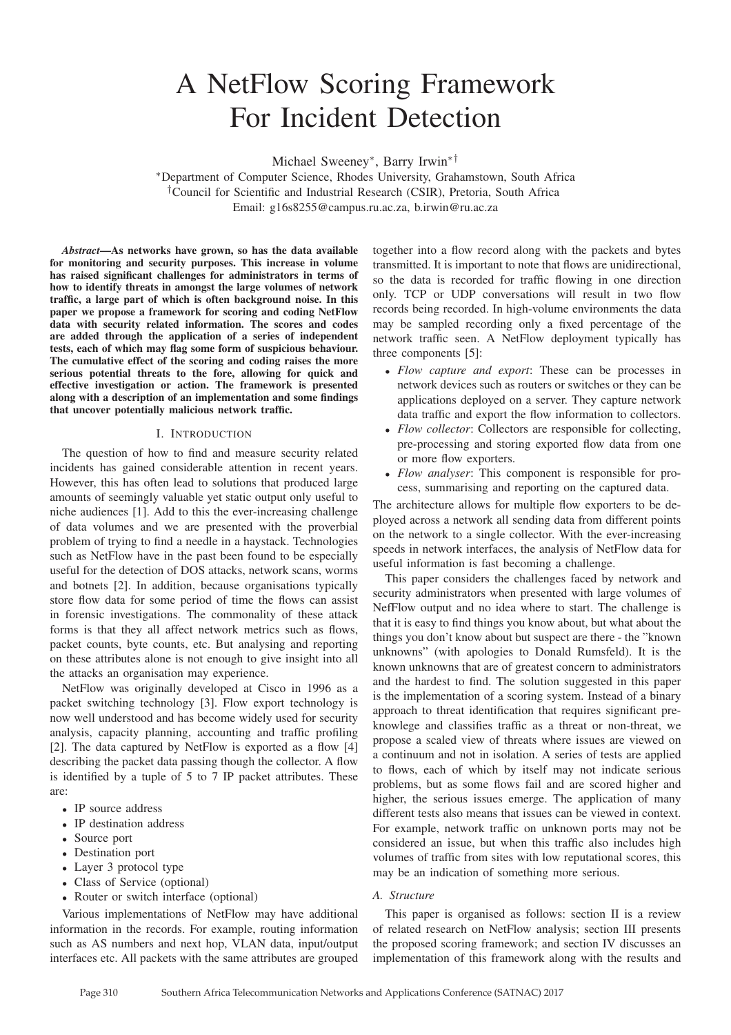# A NetFlow Scoring Framework For Incident Detection

Michael Sweeney*, Barry Irwin*†

*Department of Computer Science, Rhodes University, Grahamstown, South Africa
†Council for Scientific and Industrial Research (CSIR), Pretoria, South Africa
Email: g16s8255@campus.ru.ac.za, b.irwin@ru.ac.za

***Abstract*—As networks have grown, so has the data available for monitoring and security purposes. This increase in volume has raised significant challenges for administrators in terms of how to identify threats in amongst the large volumes of network traffic, a large part of which is often background noise. In this paper we propose a framework for scoring and coding NetFlow data with security related information. The scores and codes are added through the application of a series of independent tests, each of which may flag some form of suspicious behaviour. The cumulative effect of the scoring and coding raises the more serious potential threats to the fore, allowing for quick and effective investigation or action. The framework is presented along with a description of an implementation and some findings that uncover potentially malicious network traffic.**

## I. Introduction

The question of how to find and measure security related incidents has gained considerable attention in recent years. However, this has often lead to solutions that produced large amounts of seemingly valuable yet static output only useful to niche audiences [1]. Add to this the ever-increasing challenge of data volumes and we are presented with the proverbial problem of trying to find a needle in a haystack. Technologies such as NetFlow have in the past been found to be especially useful for the detection of DOS attacks, network scans, worms and botnets [2]. In addition, because organisations typically store flow data for some period of time the flows can assist in forensic investigations. The commonality of these attack forms is that they all affect network metrics such as flows, packet counts, byte counts, etc. But analysing and reporting on these attributes alone is not enough to give insight into all the attacks an organisation may experience.

NetFlow was originally developed at Cisco in 1996 as a packet switching technology [3]. Flow export technology is now well understood and has become widely used for security analysis, capacity planning, accounting and traffic profiling [2]. The data captured by NetFlow is exported as a flow [4] describing the packet data passing though the collector. A flow is identified by a tuple of 5 to 7 IP packet attributes. These are:

- IP source address
- IP destination address
- Source port
- Destination port
- Layer 3 protocol type
- Class of Service (optional)
- Router or switch interface (optional)

Various implementations of NetFlow may have additional information in the records. For example, routing information such as AS numbers and next hop, VLAN data, input/output interfaces etc. All packets with the same attributes are grouped together into a flow record along with the packets and bytes transmitted. It is important to note that flows are unidirectional, so the data is recorded for traffic flowing in one direction only. TCP or UDP conversations will result in two flow records being recorded. In high-volume environments the data may be sampled recording only a fixed percentage of the network traffic seen. A NetFlow deployment typically has three components [5]:

- *Flow capture and export*: These can be processes in network devices such as routers or switches or they can be applications deployed on a server. They capture network data traffic and export the flow information to collectors.
- *Flow collector*: Collectors are responsible for collecting, pre-processing and storing exported flow data from one or more flow exporters.
- *Flow analyser*: This component is responsible for process, summarising and reporting on the captured data.

The architecture allows for multiple flow exporters to be deployed across a network all sending data from different points on the network to a single collector. With the ever-increasing speeds in network interfaces, the analysis of NetFlow data for useful information is fast becoming a challenge.

This paper considers the challenges faced by network and security administrators when presented with large volumes of NefFlow output and no idea where to start. The challenge is that it is easy to find things you know about, but what about the things you don't know about but suspect are there - the "known unknowns" (with apologies to Donald Rumsfeld). It is the known unknowns that are of greatest concern to administrators and the hardest to find. The solution suggested in this paper is the implementation of a scoring system. Instead of a binary approach to threat identification that requires significant pre-knowlege and classifies traffic as a threat or non-threat, we propose a scaled view of threats where issues are viewed on a continuum and not in isolation. A series of tests are applied to flows, each of which by itself may not indicate serious problems, but as some flows fail and are scored higher and higher, the serious issues emerge. The application of many different tests also means that issues can be viewed in context. For example, network traffic on unknown ports may not be considered an issue, but when this traffic also includes high volumes of traffic from sites with low reputational scores, this may be an indication of something more serious.

### A. Structure

This paper is organised as follows: section II is a review of related research on NetFlow analysis; section III presents the proposed scoring framework; and section IV discusses an implementation of this framework along with the results and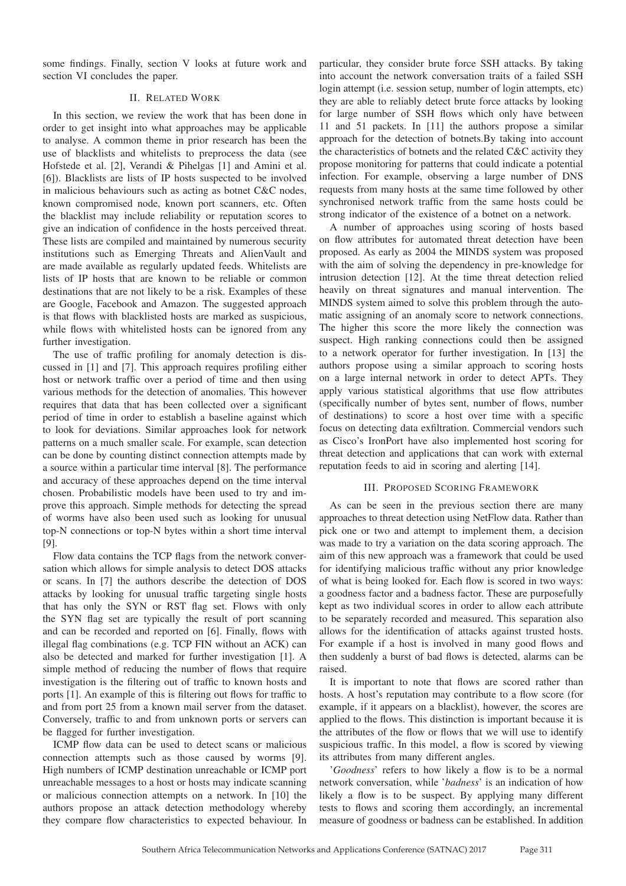some findings. Finally, section V looks at future work and section VI concludes the paper.

## II. Related Work

In this section, we review the work that has been done in order to get insight into what approaches may be applicable to analyse. A common theme in prior research has been the use of blacklists and whitelists to preprocess the data (see Hofstede et al. [2], Verandi & Pihelgas [1] and Amini et al. [6]). Blacklists are lists of IP hosts suspected to be involved in malicious behaviours such as acting as botnet C&C nodes, known compromised node, known port scanners, etc. Often the blacklist may include reliability or reputation scores to give an indication of confidence in the hosts perceived threat. These lists are compiled and maintained by numerous security institutions such as Emerging Threats and AlienVault and are made available as regularly updated feeds. Whitelists are lists of IP hosts that are known to be reliable or common destinations that are not likely to be a risk. Examples of these are Google, Facebook and Amazon. The suggested approach is that flows with blacklisted hosts are marked as suspicious, while flows with whitelisted hosts can be ignored from any further investigation.

The use of traffic profiling for anomaly detection is discussed in [1] and [7]. This approach requires profiling either host or network traffic over a period of time and then using various methods for the detection of anomalies. This however requires that data that has been collected over a significant period of time in order to establish a baseline against which to look for deviations. Similar approaches look for network patterns on a much smaller scale. For example, scan detection can be done by counting distinct connection attempts made by a source within a particular time interval [8]. The performance and accuracy of these approaches depend on the time interval chosen. Probabilistic models have been used to try and improve this approach. Simple methods for detecting the spread of worms have also been used such as looking for unusual top-N connections or top-N bytes within a short time interval [9].

Flow data contains the TCP flags from the network conversation which allows for simple analysis to detect DOS attacks or scans. In [7] the authors describe the detection of DOS attacks by looking for unusual traffic targeting single hosts that has only the SYN or RST flag set. Flows with only the SYN flag set are typically the result of port scanning and can be recorded and reported on [6]. Finally, flows with illegal flag combinations (e.g. TCP FIN without an ACK) can also be detected and marked for further investigation [1]. A simple method of reducing the number of flows that require investigation is the filtering out of traffic to known hosts and ports [1]. An example of this is filtering out flows for traffic to and from port 25 from a known mail server from the dataset. Conversely, traffic to and from unknown ports or servers can be flagged for further investigation.

ICMP flow data can be used to detect scans or malicious connection attempts such as those caused by worms [9]. High numbers of ICMP destination unreachable or ICMP port unreachable messages to a host or hosts may indicate scanning or malicious connection attempts on a network. In [10] the authors propose an attack detection methodology whereby they compare flow characteristics to expected behaviour. In particular, they consider brute force SSH attacks. By taking into account the network conversation traits of a failed SSH login attempt (i.e. session setup, number of login attempts, etc) they are able to reliably detect brute force attacks by looking for large number of SSH flows which only have between 11 and 51 packets. In [11] the authors propose a similar approach for the detection of botnets.By taking into account the characteristics of botnets and the related C&C activity they propose monitoring for patterns that could indicate a potential infection. For example, observing a large number of DNS requests from many hosts at the same time followed by other synchronised network traffic from the same hosts could be strong indicator of the existence of a botnet on a network.

A number of approaches using scoring of hosts based on flow attributes for automated threat detection have been proposed. As early as 2004 the MINDS system was proposed with the aim of solving the dependency in pre-knowledge for intrusion detection [12]. At the time threat detection relied heavily on threat signatures and manual intervention. The MINDS system aimed to solve this problem through the automatic assigning of an anomaly score to network connections. The higher this score the more likely the connection was suspect. High ranking connections could then be assigned to a network operator for further investigation. In [13] the authors propose using a similar approach to scoring hosts on a large internal network in order to detect APTs. They apply various statistical algorithms that use flow attributes (specifically number of bytes sent, number of flows, number of destinations) to score a host over time with a specific focus on detecting data exfiltration. Commercial vendors such as Cisco's IronPort have also implemented host scoring for threat detection and applications that can work with external reputation feeds to aid in scoring and alerting [14].

## III. Proposed Scoring Framework

As can be seen in the previous section there are many approaches to threat detection using NetFlow data. Rather than pick one or two and attempt to implement them, a decision was made to try a variation on the data scoring approach. The aim of this new approach was a framework that could be used for identifying malicious traffic without any prior knowledge of what is being looked for. Each flow is scored in two ways: a goodness factor and a badness factor. These are purposefully kept as two individual scores in order to allow each attribute to be separately recorded and measured. This separation also allows for the identification of attacks against trusted hosts. For example if a host is involved in many good flows and then suddenly a burst of bad flows is detected, alarms can be raised.

It is important to note that flows are scored rather than hosts. A host's reputation may contribute to a flow score (for example, if it appears on a blacklist), however, the scores are applied to the flows. This distinction is important because it is the attributes of the flow or flows that we will use to identify suspicious traffic. In this model, a flow is scored by viewing its attributes from many different angles.

'*Goodness*' refers to how likely a flow is to be a normal network conversation, while '*badness*' is an indication of how likely a flow is to be suspect. By applying many different tests to flows and scoring them accordingly, an incremental measure of goodness or badness can be established. In addition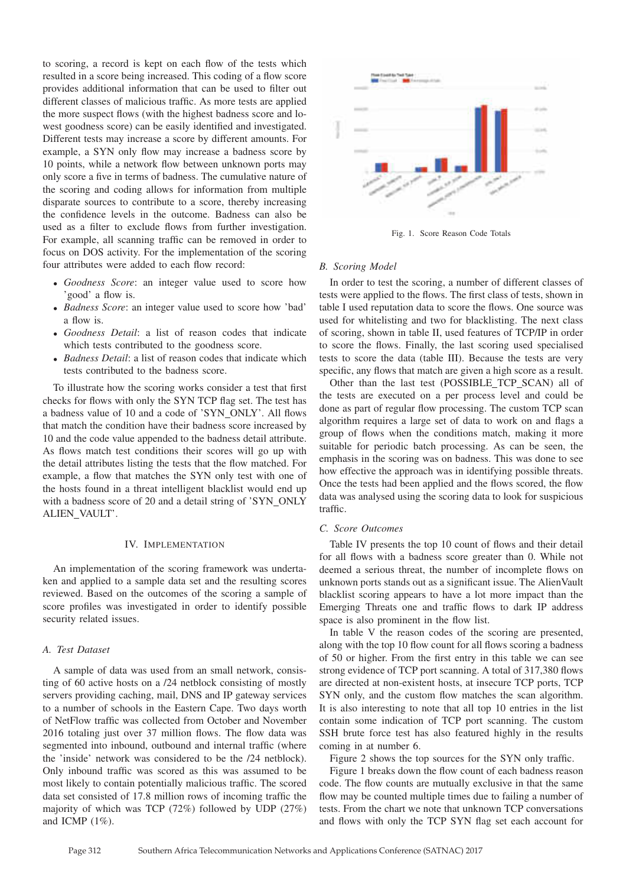to scoring, a record is kept on each flow of the tests which resulted in a score being increased. This coding of a flow score provides additional information that can be used to filter out different classes of malicious traffic. As more tests are applied the more suspect flows (with the highest badness score and lowest goodness score) can be easily identified and investigated. Different tests may increase a score by different amounts. For example, a SYN only flow may increase a badness score by 10 points, while a network flow between unknown ports may only score a five in terms of badness. The cumulative nature of the scoring and coding allows for information from multiple disparate sources to contribute to a score, thereby increasing the confidence levels in the outcome. Badness can also be used as a filter to exclude flows from further investigation. For example, all scanning traffic can be removed in order to focus on DOS activity. For the implementation of the scoring four attributes were added to each flow record:

- *Goodness Score*: an integer value used to score how 'good' a flow is.
- *Badness Score*: an integer value used to score how 'bad' a flow is.
- *Goodness Detail*: a list of reason codes that indicate which tests contributed to the goodness score.
- *Badness Detail*: a list of reason codes that indicate which tests contributed to the badness score.

To illustrate how the scoring works consider a test that first checks for flows with only the SYN TCP flag set. The test has a badness value of 10 and a code of 'SYN_ONLY'. All flows that match the condition have their badness score increased by 10 and the code value appended to the badness detail attribute. As flows match test conditions their scores will go up with the detail attributes listing the tests that the flow matched. For example, a flow that matches the SYN only test with one of the hosts found in a threat intelligent blacklist would end up with a badness score of 20 and a detail string of 'SYN_ONLY ALIEN_VAULT'.

## IV. Implementation

An implementation of the scoring framework was undertaken and applied to a sample data set and the resulting scores reviewed. Based on the outcomes of the scoring a sample of score profiles was investigated in order to identify possible security related issues.

### A. Test Dataset

A sample of data was used from an small network, consisting of 60 active hosts on a /24 netblock consisting of mostly servers providing caching, mail, DNS and IP gateway services to a number of schools in the Eastern Cape. Two days worth of NetFlow traffic was collected from October and November 2016 totaling just over 37 million flows. The flow data was segmented into inbound, outbound and internal traffic (where the 'inside' network was considered to be the /24 netblock). Only inbound traffic was scored as this was assumed to be most likely to contain potentially malicious traffic. The scored data set consisted of 17.8 million rows of incoming traffic the majority of which was TCP (72%) followed by UDP (27%) and ICMP (1%).

Fig. 1. Score Reason Code Totals

### B. Scoring Model

In order to test the scoring, a number of different classes of tests were applied to the flows. The first class of tests, shown in table I used reputation data to score the flows. One source was used for whitelisting and two for blacklisting. The next class of scoring, shown in table II, used features of TCP/IP in order to score the flows. Finally, the last scoring used specialised tests to score the data (table III). Because the tests are very specific, any flows that match are given a high score as a result.

Other than the last test (POSSIBLE_TCP_SCAN) all of the tests are executed on a per process level and could be done as part of regular flow processing. The custom TCP scan algorithm requires a large set of data to work on and flags a group of flows when the conditions match, making it more suitable for periodic batch processing. As can be seen, the emphasis in the scoring was on badness. This was done to see how effective the approach was in identifying possible threats. Once the tests had been applied and the flows scored, the flow data was analysed using the scoring data to look for suspicious traffic.

### C. Score Outcomes

Table IV presents the top 10 count of flows and their detail for all flows with a badness score greater than 0. While not deemed a serious threat, the number of incomplete flows on unknown ports stands out as a significant issue. The AlienVault blacklist scoring appears to have a lot more impact than the Emerging Threats one and traffic flows to dark IP address space is also prominent in the flow list.

In table V the reason codes of the scoring are presented, along with the top 10 flow count for all flows scoring a badness of 50 or higher. From the first entry in this table we can see strong evidence of TCP port scanning. A total of 317,380 flows are directed at non-existent hosts, at insecure TCP ports, TCP SYN only, and the custom flow matches the scan algorithm. It is also interesting to note that all top 10 entries in the list contain some indication of TCP port scanning. The custom SSH brute force test has also featured highly in the results coming in at number 6.

Figure 2 shows the top sources for the SYN only traffic.

Figure 1 breaks down the flow count of each badness reason code. The flow counts are mutually exclusive in that the same flow may be counted multiple times due to failing a number of tests. From the chart we note that unknown TCP conversations and flows with only the TCP SYN flag set each account for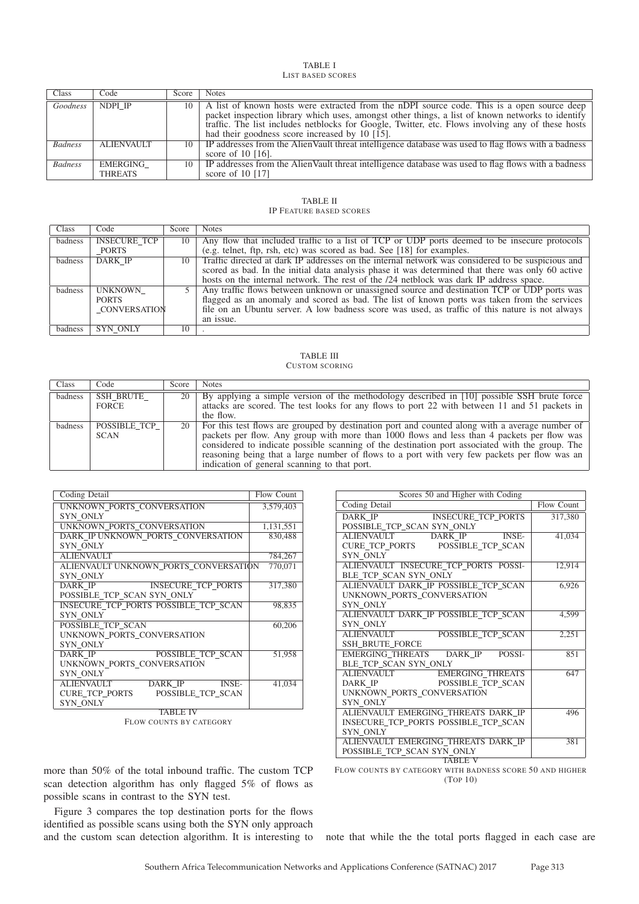TABLE I
LIST BASED SCORES

| Class | Code | Score | Notes |
|---|---|---|---|
| *Goodness* | NDPI_IP | 10 | A list of known hosts were extracted from the nDPI source code. This is a open source deep packet inspection library which uses, amongst other things, a list of known networks to identify traffic. The list includes netblocks for Google, Twitter, etc. Flows involving any of these hosts had their goodness score increased by 10 [15]. |
| *Badness* | ALIENVAULT | 10 | IP addresses from the AlienVault threat intelligence database was used to flag flows with a badness score of 10 [16]. |
| *Badness* | EMERGING_THREATS | 10 | IP addresses from the AlienVault threat intelligence database was used to flag flows with a badness score of 10 [17] |

TABLE II
IP FEATURE BASED SCORES

| Class | Code | Score | Notes |
|---|---|---|---|
| badness | INSECURE_TCP_PORTS | 10 | Any flow that included traffic to a list of TCP or UDP ports deemed to be insecure protocols (e.g. telnet, ftp, rsh, etc) was scored as bad. See [18] for examples. |
| badness | DARK_IP | 10 | Traffic directed at dark IP addresses on the internal network was considered to be suspicious and scored as bad. In the initial data analysis phase it was determined that there was only 60 active hosts on the internal network. The rest of the /24 netblock was dark IP address space. |
| badness | UNKNOWN_PORTS_CONVERSATION | 5 | Any traffic flows between unknown or unassigned source and destination TCP or UDP ports was flagged as an anomaly and scored as bad. The list of known ports was taken from the services file on an Ubuntu server. A low badness score was used, as traffic of this nature is not always an issue. |
| badness | SYN_ONLY | 10 | . |

TABLE III
CUSTOM SCORING

| Class | Code | Score | Notes |
|---|---|---|---|
| badness | SSH_BRUTE_FORCE | 20 | By applying a simple version of the methodology described in [10] possible SSH brute force attacks are scored. The test looks for any flows to port 22 with between 11 and 51 packets in the flow. |
| badness | POSSIBLE_TCP_SCAN | 20 | For this test flows are grouped by destination port and counted along with a average number of packets per flow. Any group with more than 1000 flows and less than 4 packets per flow was considered to indicate possible scanning of the destination port associated with the group. The reasoning being that a large number of flows to a port with very few packets per flow was an indication of general scanning to that port. |

| Coding Detail | Flow Count |
|---|---|
| UNKNOWN_PORTS_CONVERSATION SYN_ONLY | 3,579,403 |
| UNKNOWN_PORTS_CONVERSATION | 1,131,551 |
| DARK_IP UNKNOWN_PORTS_CONVERSATION SYN_ONLY | 830,488 |
| ALIENVAULT | 784,267 |
| ALIENVAULT UNKNOWN_PORTS_CONVERSATION SYN_ONLY | 770,071 |
| DARK_IP INSECURE_TCP_PORTS POSSIBLE_TCP_SCAN SYN_ONLY | 317,380 |
| INSECURE_TCP_PORTS POSSIBLE_TCP_SCAN SYN_ONLY | 98,835 |
| POSSIBLE_TCP_SCAN UNKNOWN_PORTS_CONVERSATION SYN_ONLY | 60,206 |
| DARK_IP POSSIBLE_TCP_SCAN UNKNOWN_PORTS_CONVERSATION SYN_ONLY | 51,958 |
| ALIENVAULT DARK_IP INSECURE_TCP_PORTS POSSIBLE_TCP_SCAN SYN_ONLY | 41,034 |

TABLE IV
FLOW COUNTS BY CATEGORY

| Scores 50 and Higher with Coding | |
|---|---|
| Coding Detail | Flow Count |
| DARK_IP INSECURE_TCP_PORTS POSSIBLE_TCP_SCAN SYN_ONLY | 317,380 |
| ALIENVAULT DARK_IP INSECURE_TCP_PORTS POSSIBLE_TCP_SCAN SYN_ONLY | 41,034 |
| ALIENVAULT INSECURE_TCP_PORTS POSSIBLE_TCP_SCAN SYN_ONLY | 12,914 |
| ALIENVAULT DARK_IP POSSIBLE_TCP_SCAN UNKNOWN_PORTS_CONVERSATION SYN_ONLY | 6,926 |
| ALIENVAULT DARK_IP POSSIBLE_TCP_SCAN SYN_ONLY | 4,599 |
| ALIENVAULT POSSIBLE_TCP_SCAN SSH_BRUTE_FORCE | 2,251 |
| EMERGING_THREATS DARK_IP POSSIBLE_TCP_SCAN SYN_ONLY | 851 |
| ALIENVAULT EMERGING_THREATS DARK_IP POSSIBLE_TCP_SCAN UNKNOWN_PORTS_CONVERSATION SYN_ONLY | 647 |
| ALIENVAULT EMERGING_THREATS DARK_IP INSECURE_TCP_PORTS POSSIBLE_TCP_SCAN SYN_ONLY | 496 |
| ALIENVAULT EMERGING_THREATS DARK_IP POSSIBLE_TCP_SCAN SYN_ONLY | 381 |

TABLE V
FLOW COUNTS BY CATEGORY WITH BADNESS SCORE 50 AND HIGHER (TOP 10)

more than 50% of the total inbound traffic. The custom TCP scan detection algorithm has only flagged 5% of flows as possible scans in contrast to the SYN test.

Figure 3 compares the top destination ports for the flows identified as possible scans using both the SYN only approach and the custom scan detection algorithm. It is interesting to note that while the the total ports flagged in each case are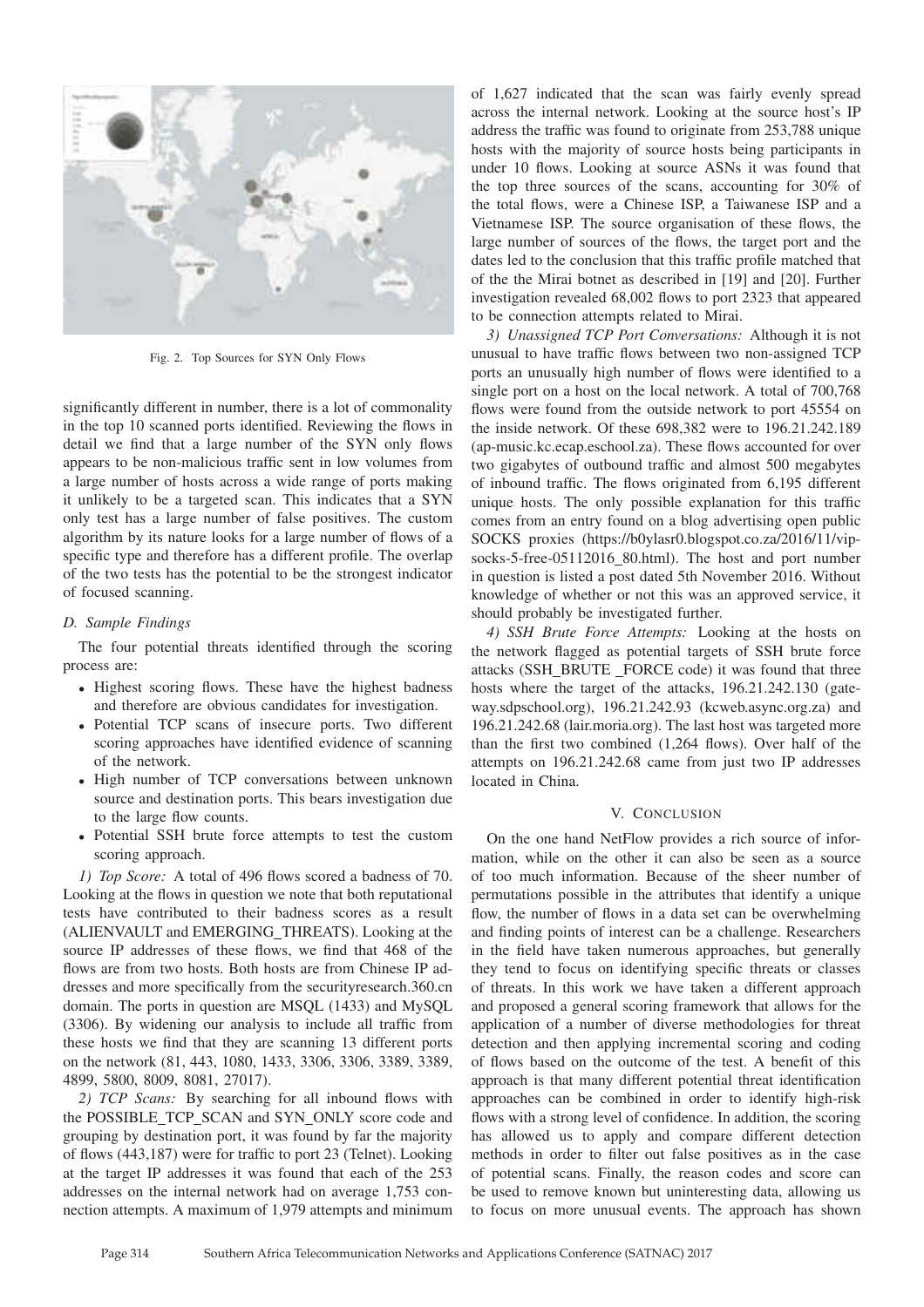Fig. 2. Top Sources for SYN Only Flows

significantly different in number, there is a lot of commonality in the top 10 scanned ports identified. Reviewing the flows in detail we find that a large number of the SYN only flows appears to be non-malicious traffic sent in low volumes from a large number of hosts across a wide range of ports making it unlikely to be a targeted scan. This indicates that a SYN only test has a large number of false positives. The custom algorithm by its nature looks for a large number of flows of a specific type and therefore has a different profile. The overlap of the two tests has the potential to be the strongest indicator of focused scanning.

### D. Sample Findings

The four potential threats identified through the scoring process are:

- Highest scoring flows. These have the highest badness and therefore are obvious candidates for investigation.
- Potential TCP scans of insecure ports. Two different scoring approaches have identified evidence of scanning of the network.
- High number of TCP conversations between unknown source and destination ports. This bears investigation due to the large flow counts.
- Potential SSH brute force attempts to test the custom scoring approach.

*1) Top Score:* A total of 496 flows scored a badness of 70. Looking at the flows in question we note that both reputational tests have contributed to their badness scores as a result (ALIENVAULT and EMERGING_THREATS). Looking at the source IP addresses of these flows, we find that 468 of the flows are from two hosts. Both hosts are from Chinese IP addresses and more specifically from the securityresearch.360.cn domain. The ports in question are MSQL (1433) and MySQL (3306). By widening our analysis to include all traffic from these hosts we find that they are scanning 13 different ports on the network (81, 443, 1080, 1433, 3306, 3306, 3389, 3389, 4899, 5800, 8009, 8081, 27017).

*2) TCP Scans:* By searching for all inbound flows with the POSSIBLE_TCP_SCAN and SYN_ONLY score code and grouping by destination port, it was found by far the majority of flows (443,187) were for traffic to port 23 (Telnet). Looking at the target IP addresses it was found that each of the 253 addresses on the internal network had on average 1,753 connection attempts. A maximum of 1,979 attempts and minimum of 1,627 indicated that the scan was fairly evenly spread across the internal network. Looking at the source host's IP address the traffic was found to originate from 253,788 unique hosts with the majority of source hosts being participants in under 10 flows. Looking at source ASNs it was found that the top three sources of the scans, accounting for 30% of the total flows, were a Chinese ISP, a Taiwanese ISP and a Vietnamese ISP. The source organisation of these flows, the large number of sources of the flows, the target port and the dates led to the conclusion that this traffic profile matched that of the the Mirai botnet as described in [19] and [20]. Further investigation revealed 68,002 flows to port 2323 that appeared to be connection attempts related to Mirai.

*3) Unassigned TCP Port Conversations:* Although it is not unusual to have traffic flows between two non-assigned TCP ports an unusually high number of flows were identified to a single port on a host on the local network. A total of 700,768 flows were found from the outside network to port 45554 on the inside network. Of these 698,382 were to 196.21.242.189 (ap-music.kc.ecap.eschool.za). These flows accounted for over two gigabytes of outbound traffic and almost 500 megabytes of inbound traffic. The flows originated from 6,195 different unique hosts. The only possible explanation for this traffic comes from an entry found on a blog advertising open public SOCKS proxies (https://b0ylasr0.blogspot.co.za/2016/11/vip-socks-5-free-05112016_80.html). The host and port number in question is listed a post dated 5th November 2016. Without knowledge of whether or not this was an approved service, it should probably be investigated further.

*4) SSH Brute Force Attempts:* Looking at the hosts on the network flagged as potential targets of SSH brute force attacks (SSH_BRUTE _FORCE code) it was found that three hosts where the target of the attacks, 196.21.242.130 (gateway.sdpschool.org), 196.21.242.93 (kcweb.async.org.za) and 196.21.242.68 (lair.moria.org). The last host was targeted more than the first two combined (1,264 flows). Over half of the attempts on 196.21.242.68 came from just two IP addresses located in China.

## V. Conclusion

On the one hand NetFlow provides a rich source of information, while on the other it can also be seen as a source of too much information. Because of the sheer number of permutations possible in the attributes that identify a unique flow, the number of flows in a data set can be overwhelming and finding points of interest can be a challenge. Researchers in the field have taken numerous approaches, but generally they tend to focus on identifying specific threats or classes of threats. In this work we have taken a different approach and proposed a general scoring framework that allows for the application of a number of diverse methodologies for threat detection and then applying incremental scoring and coding of flows based on the outcome of the test. A benefit of this approach is that many different potential threat identification approaches can be combined in order to identify high-risk flows with a strong level of confidence. In addition, the scoring has allowed us to apply and compare different detection methods in order to filter out false positives as in the case of potential scans. Finally, the reason codes and score can be used to remove known but uninteresting data, allowing us to focus on more unusual events. The approach has shown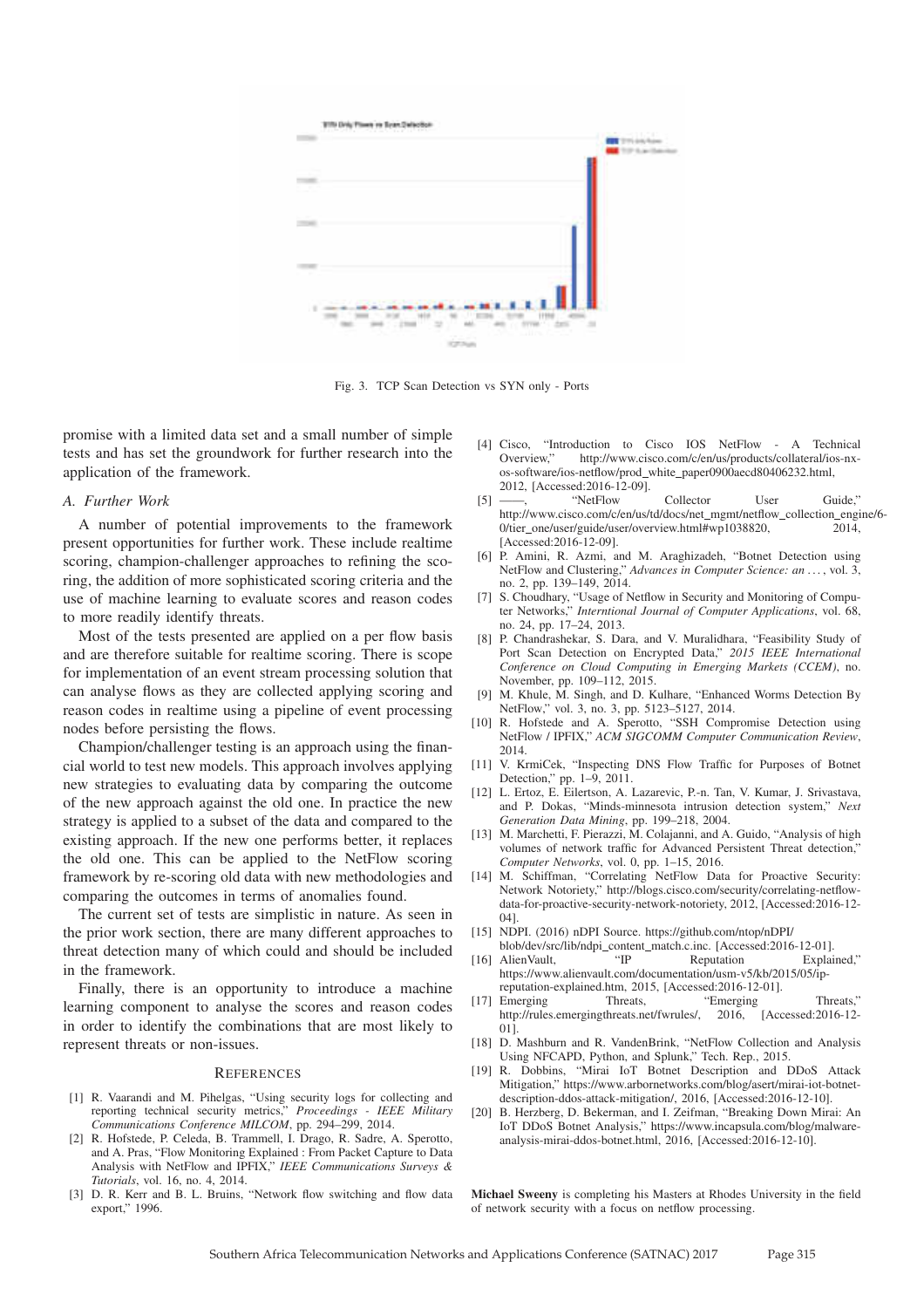SYN Only Flows vs Scan Detection

Fig. 3. TCP Scan Detection vs SYN only - Ports

promise with a limited data set and a small number of simple tests and has set the groundwork for further research into the application of the framework.

### A. Further Work

A number of potential improvements to the framework present opportunities for further work. These include realtime scoring, champion-challenger approaches to refining the scoring, the addition of more sophisticated scoring criteria and the use of machine learning to evaluate scores and reason codes to more readily identify threats.

Most of the tests presented are applied on a per flow basis and are therefore suitable for realtime scoring. There is scope for implementation of an event stream processing solution that can analyse flows as they are collected applying scoring and reason codes in realtime using a pipeline of event processing nodes before persisting the flows.

Champion/challenger testing is an approach using the financial world to test new models. This approach involves applying new strategies to evaluating data by comparing the outcome of the new approach against the old one. In practice the new strategy is applied to a subset of the data and compared to the existing approach. If the new one performs better, it replaces the old one. This can be applied to the NetFlow scoring framework by re-scoring old data with new methodologies and comparing the outcomes in terms of anomalies found.

The current set of tests are simplistic in nature. As seen in the prior work section, there are many different approaches to threat detection many of which could and should be included in the framework.

Finally, there is an opportunity to introduce a machine learning component to analyse the scores and reason codes in order to identify the combinations that are most likely to represent threats or non-issues.

## References

[1] R. Vaarandi and M. Pihelgas, "Using security logs for collecting and reporting technical security metrics," *Proceedings - IEEE Military Communications Conference MILCOM*, pp. 294–299, 2014.

[2] R. Hofstede, P. Celeda, B. Trammell, I. Drago, R. Sadre, A. Sperotto, and A. Pras, "Flow Monitoring Explained : From Packet Capture to Data Analysis with NetFlow and IPFIX," *IEEE Communications Surveys & Tutorials*, vol. 16, no. 4, 2014.

[3] D. R. Kerr and B. L. Bruins, "Network flow switching and flow data export," 1996.

[4] Cisco, "Introduction to Cisco IOS NetFlow - A Technical Overview," http://www.cisco.com/c/en/us/products/collateral/ios-nx-os-software/ios-netflow/prod_white_paper0900aecd80406232.html, 2012, [Accessed:2016-12-09].

[5] ——, "NetFlow Collector User Guide," http://www.cisco.com/c/en/us/td/docs/net_mgmt/netflow_collection_engine/6-0/tier_one/user/guide/user/overview.html#wp1038820, 2014, [Accessed:2016-12-09].

[6] P. Amini, R. Azmi, and M. Araghizadeh, "Botnet Detection using NetFlow and Clustering," *Advances in Computer Science: an ...*, vol. 3, no. 2, pp. 139–149, 2014.

[7] S. Choudhary, "Usage of Netflow in Security and Monitoring of Computer Networks," *Interntional Journal of Computer Applications*, vol. 68, no. 24, pp. 17–24, 2013.

[8] P. Chandrashekar, S. Dara, and V. Muralidhara, "Feasibility Study of Port Scan Detection on Encrypted Data," *2015 IEEE International Conference on Cloud Computing in Emerging Markets (CCEM)*, no. November, pp. 109–112, 2015.

[9] M. Khule, M. Singh, and D. Kulhare, "Enhanced Worms Detection By NetFlow," vol. 3, no. 3, pp. 5123–5127, 2014.

[10] R. Hofstede and A. Sperotto, "SSH Compromise Detection using NetFlow / IPFIX," *ACM SIGCOMM Computer Communication Review*, 2014.

[11] V. KrmiCek, "Inspecting DNS Flow Traffic for Purposes of Botnet Detection," pp. 1–9, 2011.

[12] L. Ertoz, E. Eilertson, A. Lazarevic, P.-n. Tan, V. Kumar, J. Srivastava, and P. Dokas, "Minds-minnesota intrusion detection system," *Next Generation Data Mining*, pp. 199–218, 2004.

[13] M. Marchetti, F. Pierazzi, M. Colajanni, and A. Guido, "Analysis of high volumes of network traffic for Advanced Persistent Threat detection," *Computer Networks*, vol. 0, pp. 1–15, 2016.

[14] M. Schiffman, "Correlating NetFlow Data for Proactive Security: Network Notoriety," http://blogs.cisco.com/security/correlating-netflow-data-for-proactive-security-network-notoriety, 2012, [Accessed:2016-12-04].

[15] NDPI. (2016) nDPI Source. https://github.com/ntop/nDPI/blob/dev/src/lib/ndpi_content_match.c.inc. [Accessed:2016-12-01].

[16] AlienVault, "IP Reputation Explained," https://www.alienvault.com/documentation/usm-v5/kb/2015/05/ip-reputation-explained.htm, 2015, [Accessed:2016-12-01].

[17] Emerging Threats, "Emerging Threats," http://rules.emergingthreats.net/fwrules/, 2016, [Accessed:2016-12-01].

[18] D. Mashburn and R. VandenBrink, "NetFlow Collection and Analysis Using NFCAPD, Python, and Splunk," Tech. Rep., 2015.

[19] R. Dobbins, "Mirai IoT Botnet Description and DDoS Attack Mitigation," https://www.arbornetworks.com/blog/asert/mirai-iot-botnet-description-ddos-attack-mitigation/, 2016, [Accessed:2016-12-10].

[20] B. Herzberg, D. Bekerman, and I. Zeifman, "Breaking Down Mirai: An IoT DDoS Botnet Analysis," https://www.incapsula.com/blog/malware-analysis-mirai-ddos-botnet.html, 2016, [Accessed:2016-12-10].

**Michael Sweeny** is completing his Masters at Rhodes University in the field of network security with a focus on netflow processing.